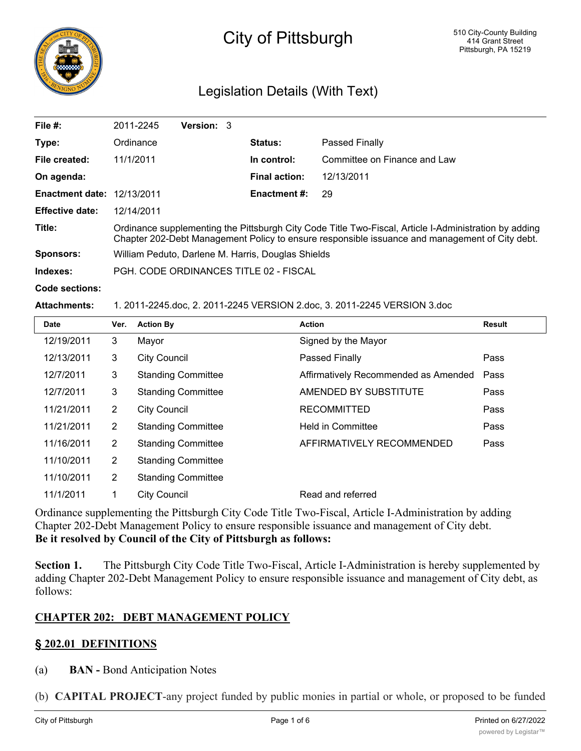# City of Pittsburgh

510 City-County Building
414 Grant Street
Pittsburgh, PA 15219

## Legislation Details (With Text)

| | | | |
|---|---|---|---|
| **File #:** | 2011-2245 **Version:** 3 | | |
| **Type:** | Ordinance | **Status:** | Passed Finally |
| **File created:** | 11/1/2011 | **In control:** | Committee on Finance and Law |
| **On agenda:** | | **Final action:** | 12/13/2011 |
| **Enactment date:** | 12/13/2011 | **Enactment #:** | 29 |
| **Effective date:** | 12/14/2011 | | |

**Title:** Ordinance supplementing the Pittsburgh City Code Title Two-Fiscal, Article I-Administration by adding Chapter 202-Debt Management Policy to ensure responsible issuance and management of City debt.

**Sponsors:** William Peduto, Darlene M. Harris, Douglas Shields

**Indexes:** PGH. CODE ORDINANCES TITLE 02 - FISCAL

**Code sections:**

**Attachments:** 1. 2011-2245.doc, 2. 2011-2245 VERSION 2.doc, 3. 2011-2245 VERSION 3.doc

| Date | Ver. | Action By | Action | Result |
|---|---|---|---|---|
| 12/19/2011 | 3 | Mayor | Signed by the Mayor | |
| 12/13/2011 | 3 | City Council | Passed Finally | Pass |
| 12/7/2011 | 3 | Standing Committee | Affirmatively Recommended as Amended | Pass |
| 12/7/2011 | 3 | Standing Committee | AMENDED BY SUBSTITUTE | Pass |
| 11/21/2011 | 2 | City Council | RECOMMITTED | Pass |
| 11/21/2011 | 2 | Standing Committee | Held in Committee | Pass |
| 11/16/2011 | 2 | Standing Committee | AFFIRMATIVELY RECOMMENDED | Pass |
| 11/10/2011 | 2 | Standing Committee | | |
| 11/10/2011 | 2 | Standing Committee | | |
| 11/1/2011 | 1 | City Council | Read and referred | |

Ordinance supplementing the Pittsburgh City Code Title Two-Fiscal, Article I-Administration by adding Chapter 202-Debt Management Policy to ensure responsible issuance and management of City debt.

**Be it resolved by Council of the City of Pittsburgh as follows:**

**Section 1.** The Pittsburgh City Code Title Two-Fiscal, Article I-Administration is hereby supplemented by adding Chapter 202-Debt Management Policy to ensure responsible issuance and management of City debt, as follows:

**CHAPTER 202: DEBT MANAGEMENT POLICY**

**§ 202.01 DEFINITIONS**

(a) **BAN -** Bond Anticipation Notes

(b) **CAPITAL PROJECT**-any project funded by public monies in partial or whole, or proposed to be funded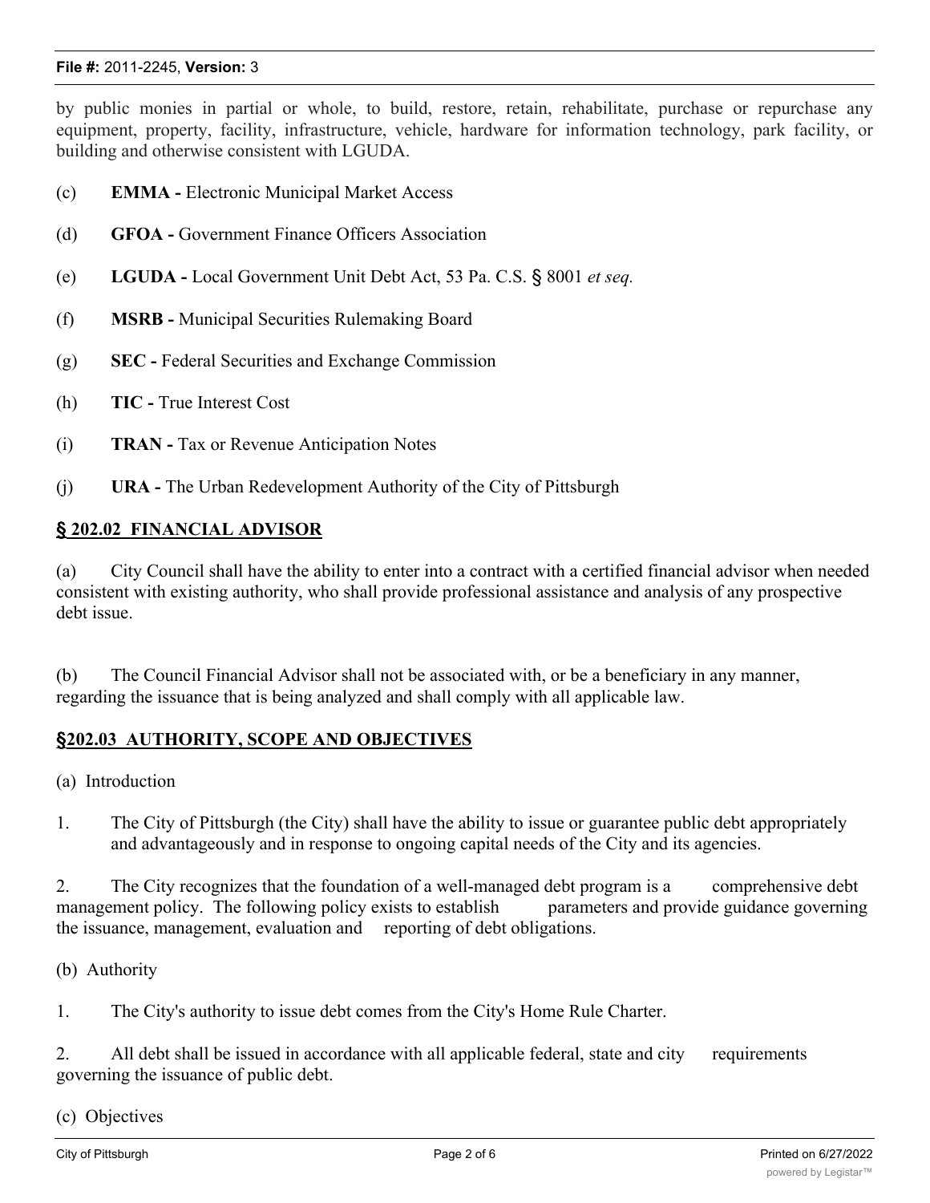by public monies in partial or whole, to build, restore, retain, rehabilitate, purchase or repurchase any equipment, property, facility, infrastructure, vehicle, hardware for information technology, park facility, or building and otherwise consistent with LGUDA.

(c) **EMMA -** Electronic Municipal Market Access

(d) **GFOA -** Government Finance Officers Association

(e) **LGUDA -** Local Government Unit Debt Act, 53 Pa. C.S. § 8001 *et seq.*

(f) **MSRB -** Municipal Securities Rulemaking Board

(g) **SEC -** Federal Securities and Exchange Commission

(h) **TIC -** True Interest Cost

(i) **TRAN -** Tax or Revenue Anticipation Notes

(j) **URA -** The Urban Redevelopment Authority of the City of Pittsburgh

## **§ 202.02 FINANCIAL ADVISOR**

(a) City Council shall have the ability to enter into a contract with a certified financial advisor when needed consistent with existing authority, who shall provide professional assistance and analysis of any prospective debt issue.

(b) The Council Financial Advisor shall not be associated with, or be a beneficiary in any manner, regarding the issuance that is being analyzed and shall comply with all applicable law.

## **§202.03 AUTHORITY, SCOPE AND OBJECTIVES**

(a) Introduction

1. The City of Pittsburgh (the City) shall have the ability to issue or guarantee public debt appropriately and advantageously and in response to ongoing capital needs of the City and its agencies.

2. The City recognizes that the foundation of a well-managed debt program is a comprehensive debt management policy. The following policy exists to establish parameters and provide guidance governing the issuance, management, evaluation and reporting of debt obligations.

(b) Authority

1. The City's authority to issue debt comes from the City's Home Rule Charter.

2. All debt shall be issued in accordance with all applicable federal, state and city requirements governing the issuance of public debt.

(c) Objectives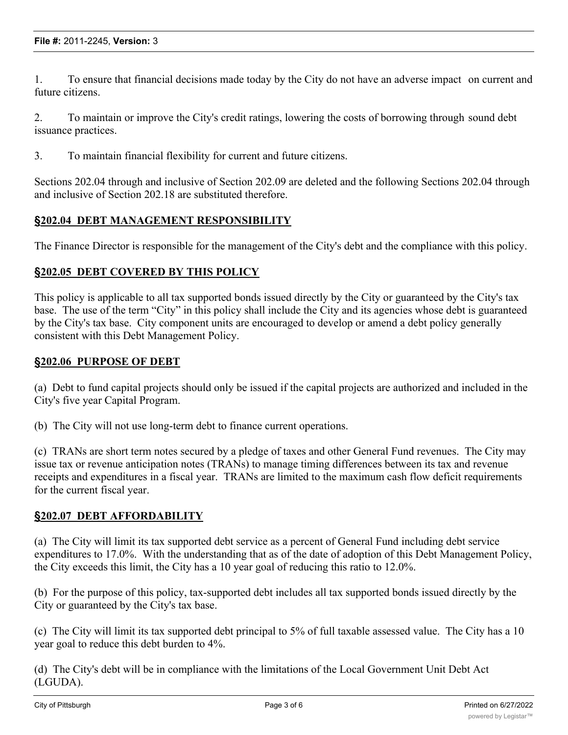1. To ensure that financial decisions made today by the City do not have an adverse impact on current and future citizens.

2. To maintain or improve the City's credit ratings, lowering the costs of borrowing through sound debt issuance practices.

3. To maintain financial flexibility for current and future citizens.

Sections 202.04 through and inclusive of Section 202.09 are deleted and the following Sections 202.04 through and inclusive of Section 202.18 are substituted therefore.

## §202.04 DEBT MANAGEMENT RESPONSIBILITY

The Finance Director is responsible for the management of the City's debt and the compliance with this policy.

## §202.05 DEBT COVERED BY THIS POLICY

This policy is applicable to all tax supported bonds issued directly by the City or guaranteed by the City's tax base. The use of the term "City" in this policy shall include the City and its agencies whose debt is guaranteed by the City's tax base. City component units are encouraged to develop or amend a debt policy generally consistent with this Debt Management Policy.

## §202.06 PURPOSE OF DEBT

(a) Debt to fund capital projects should only be issued if the capital projects are authorized and included in the City's five year Capital Program.

(b) The City will not use long-term debt to finance current operations.

(c) TRANs are short term notes secured by a pledge of taxes and other General Fund revenues. The City may issue tax or revenue anticipation notes (TRANs) to manage timing differences between its tax and revenue receipts and expenditures in a fiscal year. TRANs are limited to the maximum cash flow deficit requirements for the current fiscal year.

## §202.07 DEBT AFFORDABILITY

(a) The City will limit its tax supported debt service as a percent of General Fund including debt service expenditures to 17.0%. With the understanding that as of the date of adoption of this Debt Management Policy, the City exceeds this limit, the City has a 10 year goal of reducing this ratio to 12.0%.

(b) For the purpose of this policy, tax-supported debt includes all tax supported bonds issued directly by the City or guaranteed by the City's tax base.

(c) The City will limit its tax supported debt principal to 5% of full taxable assessed value. The City has a 10 year goal to reduce this debt burden to 4%.

(d) The City's debt will be in compliance with the limitations of the Local Government Unit Debt Act (LGUDA).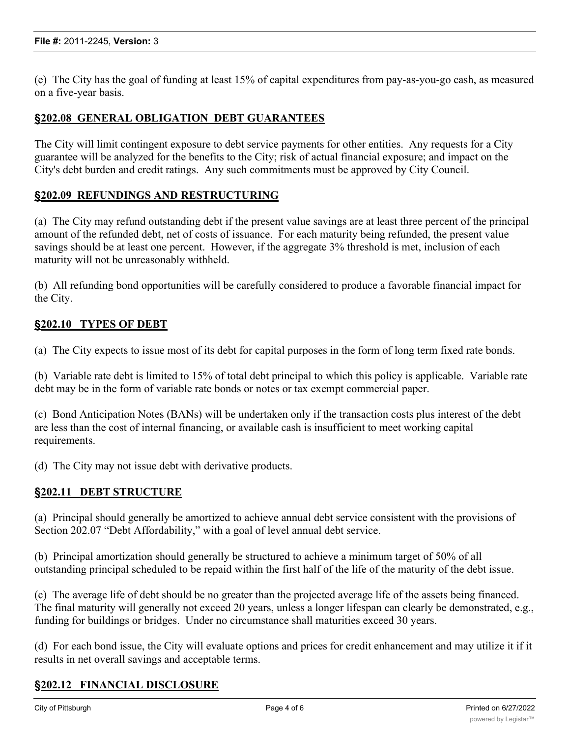(e) The City has the goal of funding at least 15% of capital expenditures from pay-as-you-go cash, as measured on a five-year basis.

## **§202.08 GENERAL OBLIGATION DEBT GUARANTEES**

The City will limit contingent exposure to debt service payments for other entities. Any requests for a City guarantee will be analyzed for the benefits to the City; risk of actual financial exposure; and impact on the City's debt burden and credit ratings. Any such commitments must be approved by City Council.

## **§202.09 REFUNDINGS AND RESTRUCTURING**

(a) The City may refund outstanding debt if the present value savings are at least three percent of the principal amount of the refunded debt, net of costs of issuance. For each maturity being refunded, the present value savings should be at least one percent. However, if the aggregate 3% threshold is met, inclusion of each maturity will not be unreasonably withheld.

(b) All refunding bond opportunities will be carefully considered to produce a favorable financial impact for the City.

## **§202.10 TYPES OF DEBT**

(a) The City expects to issue most of its debt for capital purposes in the form of long term fixed rate bonds.

(b) Variable rate debt is limited to 15% of total debt principal to which this policy is applicable. Variable rate debt may be in the form of variable rate bonds or notes or tax exempt commercial paper.

(c) Bond Anticipation Notes (BANs) will be undertaken only if the transaction costs plus interest of the debt are less than the cost of internal financing, or available cash is insufficient to meet working capital requirements.

(d) The City may not issue debt with derivative products.

## **§202.11 DEBT STRUCTURE**

(a) Principal should generally be amortized to achieve annual debt service consistent with the provisions of Section 202.07 "Debt Affordability," with a goal of level annual debt service.

(b) Principal amortization should generally be structured to achieve a minimum target of 50% of all outstanding principal scheduled to be repaid within the first half of the life of the maturity of the debt issue.

(c) The average life of debt should be no greater than the projected average life of the assets being financed. The final maturity will generally not exceed 20 years, unless a longer lifespan can clearly be demonstrated, e.g., funding for buildings or bridges. Under no circumstance shall maturities exceed 30 years.

(d) For each bond issue, the City will evaluate options and prices for credit enhancement and may utilize it if it results in net overall savings and acceptable terms.

## **§202.12 FINANCIAL DISCLOSURE**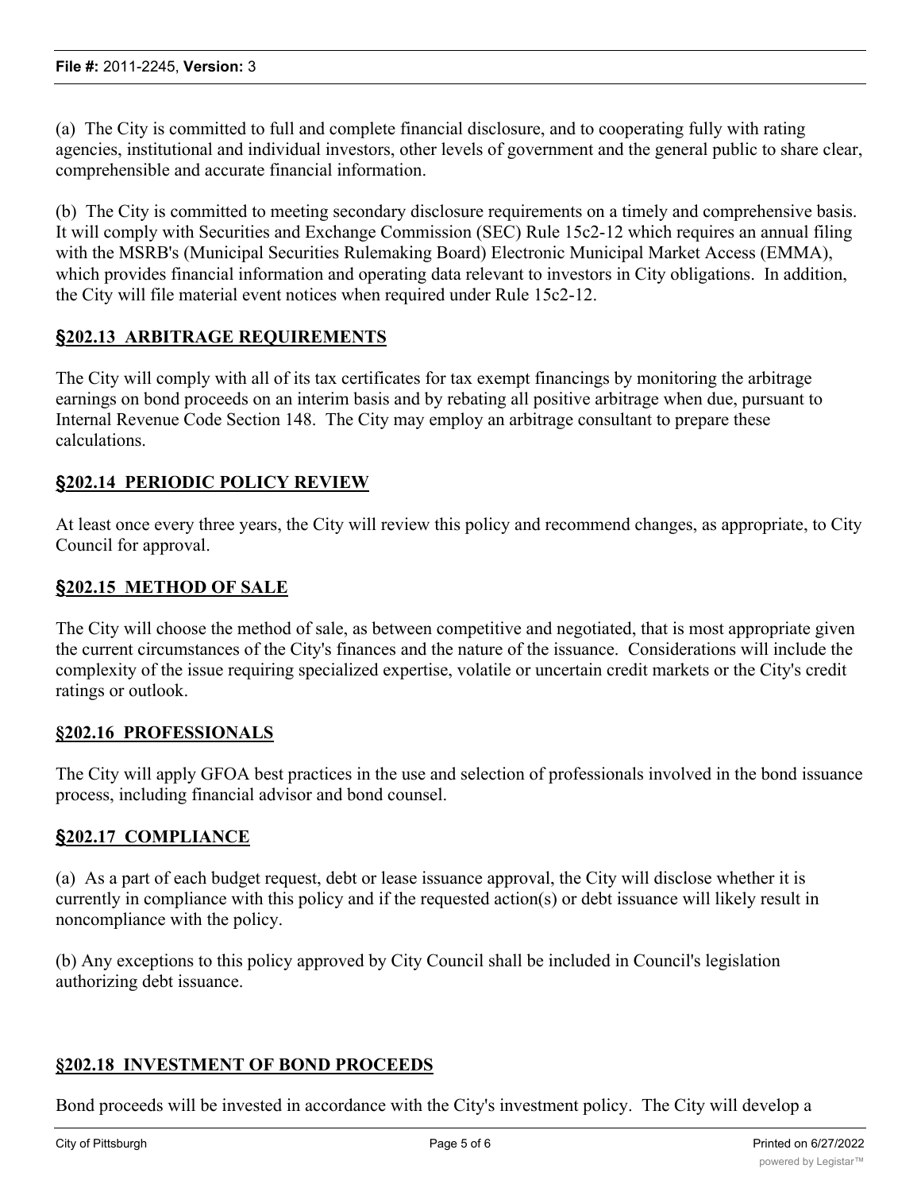(a) The City is committed to full and complete financial disclosure, and to cooperating fully with rating agencies, institutional and individual investors, other levels of government and the general public to share clear, comprehensible and accurate financial information.

(b) The City is committed to meeting secondary disclosure requirements on a timely and comprehensive basis. It will comply with Securities and Exchange Commission (SEC) Rule 15c2-12 which requires an annual filing with the MSRB's (Municipal Securities Rulemaking Board) Electronic Municipal Market Access (EMMA), which provides financial information and operating data relevant to investors in City obligations. In addition, the City will file material event notices when required under Rule 15c2-12.

## §202.13 ARBITRAGE REQUIREMENTS

The City will comply with all of its tax certificates for tax exempt financings by monitoring the arbitrage earnings on bond proceeds on an interim basis and by rebating all positive arbitrage when due, pursuant to Internal Revenue Code Section 148. The City may employ an arbitrage consultant to prepare these calculations.

## §202.14 PERIODIC POLICY REVIEW

At least once every three years, the City will review this policy and recommend changes, as appropriate, to City Council for approval.

## §202.15 METHOD OF SALE

The City will choose the method of sale, as between competitive and negotiated, that is most appropriate given the current circumstances of the City's finances and the nature of the issuance. Considerations will include the complexity of the issue requiring specialized expertise, volatile or uncertain credit markets or the City's credit ratings or outlook.

## §202.16 PROFESSIONALS

The City will apply GFOA best practices in the use and selection of professionals involved in the bond issuance process, including financial advisor and bond counsel.

## §202.17 COMPLIANCE

(a) As a part of each budget request, debt or lease issuance approval, the City will disclose whether it is currently in compliance with this policy and if the requested action(s) or debt issuance will likely result in noncompliance with the policy.

(b) Any exceptions to this policy approved by City Council shall be included in Council's legislation authorizing debt issuance.

## §202.18 INVESTMENT OF BOND PROCEEDS

Bond proceeds will be invested in accordance with the City's investment policy. The City will develop a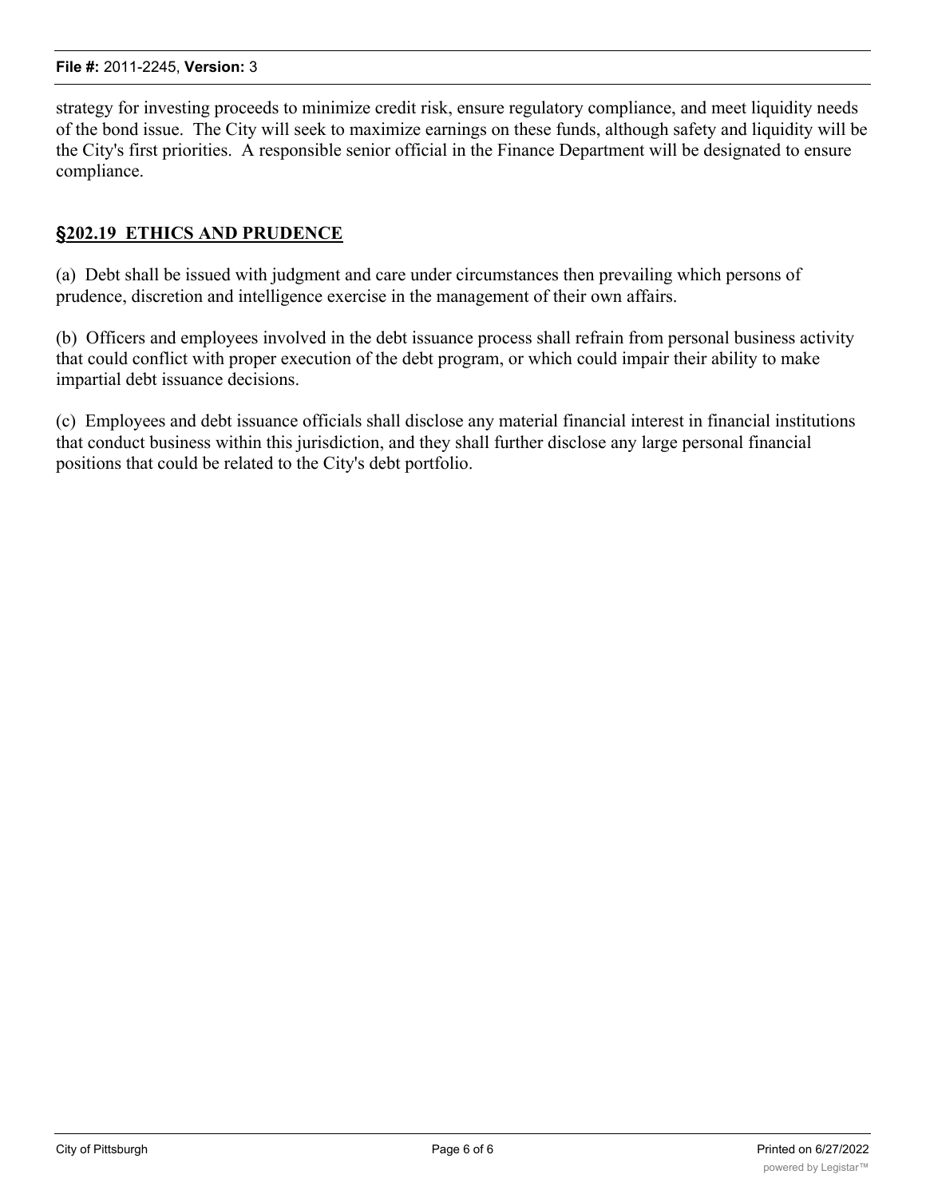strategy for investing proceeds to minimize credit risk, ensure regulatory compliance, and meet liquidity needs of the bond issue. The City will seek to maximize earnings on these funds, although safety and liquidity will be the City's first priorities. A responsible senior official in the Finance Department will be designated to ensure compliance.

## **§202.19 ETHICS AND PRUDENCE**

(a) Debt shall be issued with judgment and care under circumstances then prevailing which persons of prudence, discretion and intelligence exercise in the management of their own affairs.

(b) Officers and employees involved in the debt issuance process shall refrain from personal business activity that could conflict with proper execution of the debt program, or which could impair their ability to make impartial debt issuance decisions.

(c) Employees and debt issuance officials shall disclose any material financial interest in financial institutions that conduct business within this jurisdiction, and they shall further disclose any large personal financial positions that could be related to the City's debt portfolio.